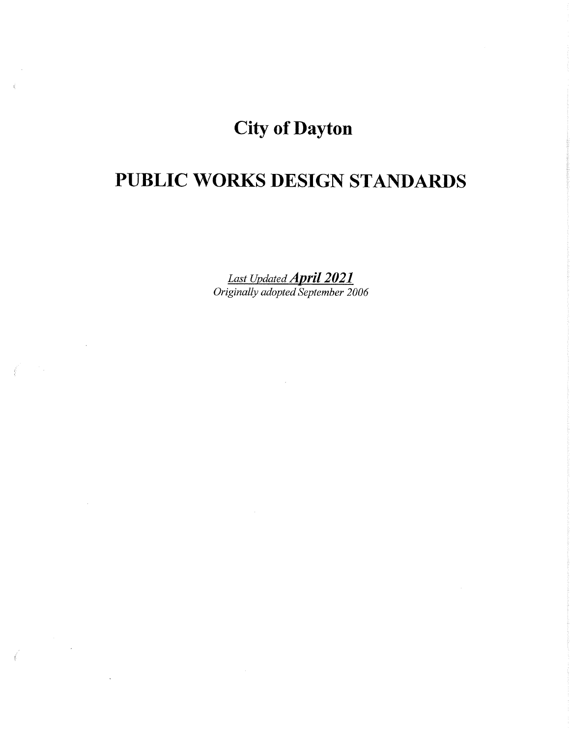# City of Dayton

# PUBLIC WORKS DESIGN STANDARDS

*Last Updated* ***April 2021***
*Originally adopted September 2006*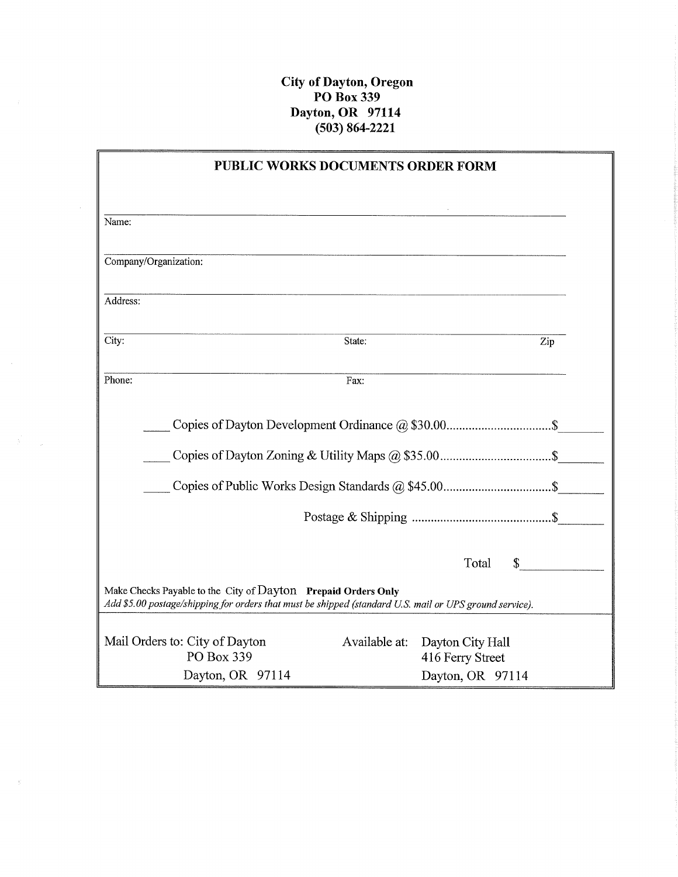**City of Dayton, Oregon**
**PO Box 339**
**Dayton, OR 97114**
**(503) 864-2221**

## PUBLIC WORKS DOCUMENTS ORDER FORM

Name: ______________________________

Company/Organization: ______________________________

Address: ______________________________

City: ______________ State: ______________ Zip ______________

Phone: ______________ Fax: ______________

____ Copies of Dayton Development Ordinance @ $30.00.................................$_______

____ Copies of Dayton Zoning & Utility Maps @ $35.00...................................$_______

____ Copies of Public Works Design Standards @ $45.00..................................$_______

Postage & Shipping ............................................$_______

Total $____________

Make Checks Payable to the City of Dayton **Prepaid Orders Only**
*Add $5.00 postage/shipping for orders that must be shipped (standard U.S. mail or UPS ground service).*

Mail Orders to: City of Dayton
PO Box 339
Dayton, OR 97114

Available at: Dayton City Hall
416 Ferry Street
Dayton, OR 97114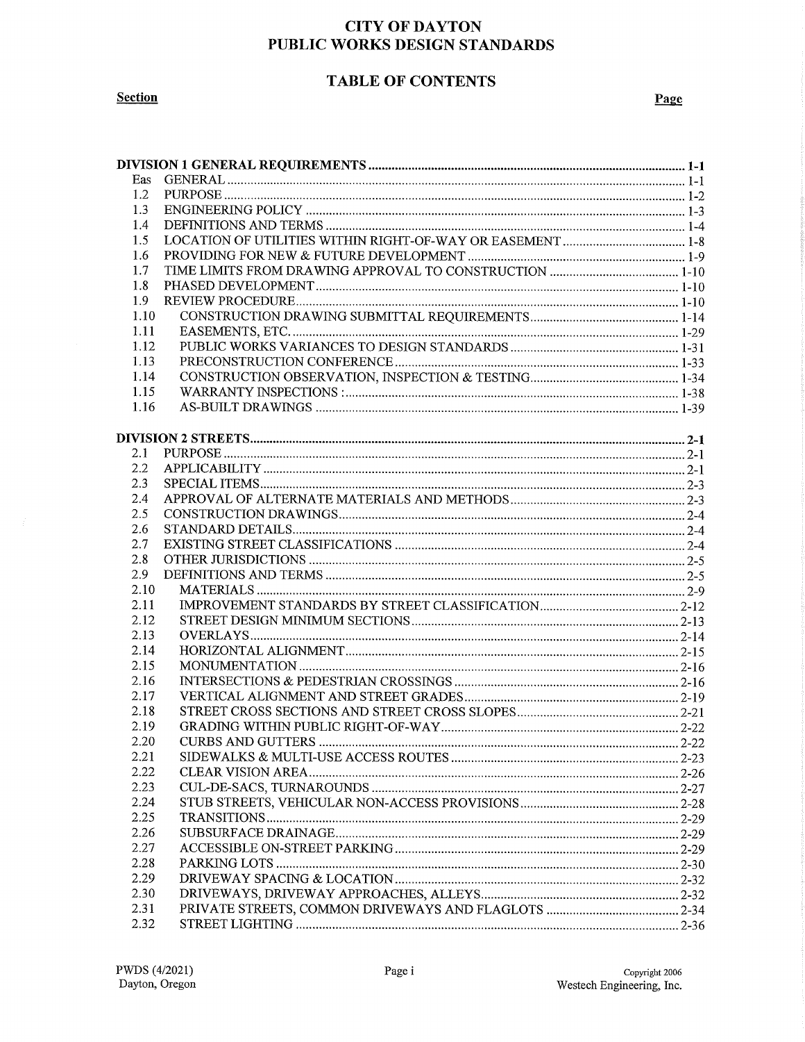# CITY OF DAYTON
# PUBLIC WORKS DESIGN STANDARDS

## TABLE OF CONTENTS

| Section | | Page |
|---|---|---|
| **DIVISION 1 GENERAL REQUIREMENTS** | | **1-1** |
| Eas | GENERAL | 1-1 |
| 1.2 | PURPOSE | 1-2 |
| 1.3 | ENGINEERING POLICY | 1-3 |
| 1.4 | DEFINITIONS AND TERMS | 1-4 |
| 1.5 | LOCATION OF UTILITIES WITHIN RIGHT-OF-WAY OR EASEMENT | 1-8 |
| 1.6 | PROVIDING FOR NEW & FUTURE DEVELOPMENT | 1-9 |
| 1.7 | TIME LIMITS FROM DRAWING APPROVAL TO CONSTRUCTION | 1-10 |
| 1.8 | PHASED DEVELOPMENT | 1-10 |
| 1.9 | REVIEW PROCEDURE | 1-10 |
| 1.10 | CONSTRUCTION DRAWING SUBMITTAL REQUIREMENTS | 1-14 |
| 1.11 | EASEMENTS, ETC. | 1-29 |
| 1.12 | PUBLIC WORKS VARIANCES TO DESIGN STANDARDS | 1-31 |
| 1.13 | PRECONSTRUCTION CONFERENCE | 1-33 |
| 1.14 | CONSTRUCTION OBSERVATION, INSPECTION & TESTING | 1-34 |
| 1.15 | WARRANTY INSPECTIONS : | 1-38 |
| 1.16 | AS-BUILT DRAWINGS | 1-39 |
| **DIVISION 2 STREETS** | | **2-1** |
| 2.1 | PURPOSE | 2-1 |
| 2.2 | APPLICABILITY | 2-1 |
| 2.3 | SPECIAL ITEMS | 2-3 |
| 2.4 | APPROVAL OF ALTERNATE MATERIALS AND METHODS | 2-3 |
| 2.5 | CONSTRUCTION DRAWINGS | 2-4 |
| 2.6 | STANDARD DETAILS | 2-4 |
| 2.7 | EXISTING STREET CLASSIFICATIONS | 2-4 |
| 2.8 | OTHER JURISDICTIONS | 2-5 |
| 2.9 | DEFINITIONS AND TERMS | 2-5 |
| 2.10 | MATERIALS | 2-9 |
| 2.11 | IMPROVEMENT STANDARDS BY STREET CLASSIFICATION | 2-12 |
| 2.12 | STREET DESIGN MINIMUM SECTIONS | 2-13 |
| 2.13 | OVERLAYS | 2-14 |
| 2.14 | HORIZONTAL ALIGNMENT | 2-15 |
| 2.15 | MONUMENTATION | 2-16 |
| 2.16 | INTERSECTIONS & PEDESTRIAN CROSSINGS | 2-16 |
| 2.17 | VERTICAL ALIGNMENT AND STREET GRADES | 2-19 |
| 2.18 | STREET CROSS SECTIONS AND STREET CROSS SLOPES | 2-21 |
| 2.19 | GRADING WITHIN PUBLIC RIGHT-OF-WAY | 2-22 |
| 2.20 | CURBS AND GUTTERS | 2-22 |
| 2.21 | SIDEWALKS & MULTI-USE ACCESS ROUTES | 2-23 |
| 2.22 | CLEAR VISION AREA | 2-26 |
| 2.23 | CUL-DE-SACS, TURNAROUNDS | 2-27 |
| 2.24 | STUB STREETS, VEHICULAR NON-ACCESS PROVISIONS | 2-28 |
| 2.25 | TRANSITIONS | 2-29 |
| 2.26 | SUBSURFACE DRAINAGE | 2-29 |
| 2.27 | ACCESSIBLE ON-STREET PARKING | 2-29 |
| 2.28 | PARKING LOTS | 2-30 |
| 2.29 | DRIVEWAY SPACING & LOCATION | 2-32 |
| 2.30 | DRIVEWAYS, DRIVEWAY APPROACHES, ALLEYS | 2-32 |
| 2.31 | PRIVATE STREETS, COMMON DRIVEWAYS AND FLAGLOTS | 2-34 |
| 2.32 | STREET LIGHTING | 2-36 |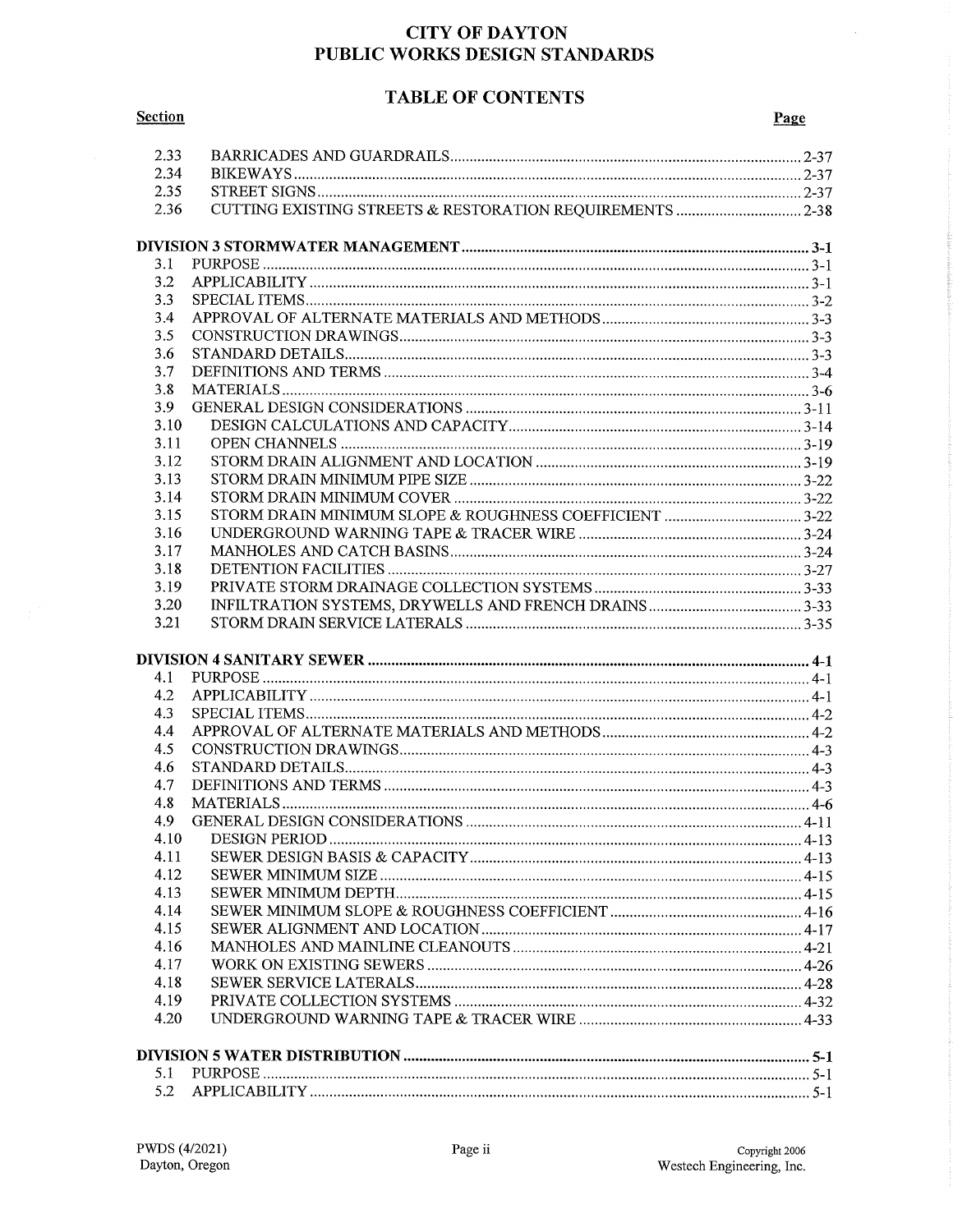# CITY OF DAYTON
# PUBLIC WORKS DESIGN STANDARDS

## TABLE OF CONTENTS

| Section | | Page |
|---|---|---|
| 2.33 | BARRICADES AND GUARDRAILS | 2-37 |
| 2.34 | BIKEWAYS | 2-37 |
| 2.35 | STREET SIGNS | 2-37 |
| 2.36 | CUTTING EXISTING STREETS & RESTORATION REQUIREMENTS | 2-38 |
| **DIVISION 3 STORMWATER MANAGEMENT** | | **3-1** |
| 3.1 | PURPOSE | 3-1 |
| 3.2 | APPLICABILITY | 3-1 |
| 3.3 | SPECIAL ITEMS | 3-2 |
| 3.4 | APPROVAL OF ALTERNATE MATERIALS AND METHODS | 3-3 |
| 3.5 | CONSTRUCTION DRAWINGS | 3-3 |
| 3.6 | STANDARD DETAILS | 3-3 |
| 3.7 | DEFINITIONS AND TERMS | 3-4 |
| 3.8 | MATERIALS | 3-6 |
| 3.9 | GENERAL DESIGN CONSIDERATIONS | 3-11 |
| 3.10 | DESIGN CALCULATIONS AND CAPACITY | 3-14 |
| 3.11 | OPEN CHANNELS | 3-19 |
| 3.12 | STORM DRAIN ALIGNMENT AND LOCATION | 3-19 |
| 3.13 | STORM DRAIN MINIMUM PIPE SIZE | 3-22 |
| 3.14 | STORM DRAIN MINIMUM COVER | 3-22 |
| 3.15 | STORM DRAIN MINIMUM SLOPE & ROUGHNESS COEFFICIENT | 3-22 |
| 3.16 | UNDERGROUND WARNING TAPE & TRACER WIRE | 3-24 |
| 3.17 | MANHOLES AND CATCH BASINS | 3-24 |
| 3.18 | DETENTION FACILITIES | 3-27 |
| 3.19 | PRIVATE STORM DRAINAGE COLLECTION SYSTEMS | 3-33 |
| 3.20 | INFILTRATION SYSTEMS, DRYWELLS AND FRENCH DRAINS | 3-33 |
| 3.21 | STORM DRAIN SERVICE LATERALS | 3-35 |
| **DIVISION 4 SANITARY SEWER** | | **4-1** |
| 4.1 | PURPOSE | 4-1 |
| 4.2 | APPLICABILITY | 4-1 |
| 4.3 | SPECIAL ITEMS | 4-2 |
| 4.4 | APPROVAL OF ALTERNATE MATERIALS AND METHODS | 4-2 |
| 4.5 | CONSTRUCTION DRAWINGS | 4-3 |
| 4.6 | STANDARD DETAILS | 4-3 |
| 4.7 | DEFINITIONS AND TERMS | 4-3 |
| 4.8 | MATERIALS | 4-6 |
| 4.9 | GENERAL DESIGN CONSIDERATIONS | 4-11 |
| 4.10 | DESIGN PERIOD | 4-13 |
| 4.11 | SEWER DESIGN BASIS & CAPACITY | 4-13 |
| 4.12 | SEWER MINIMUM SIZE | 4-15 |
| 4.13 | SEWER MINIMUM DEPTH | 4-15 |
| 4.14 | SEWER MINIMUM SLOPE & ROUGHNESS COEFFICIENT | 4-16 |
| 4.15 | SEWER ALIGNMENT AND LOCATION | 4-17 |
| 4.16 | MANHOLES AND MAINLINE CLEANOUTS | 4-21 |
| 4.17 | WORK ON EXISTING SEWERS | 4-26 |
| 4.18 | SEWER SERVICE LATERALS | 4-28 |
| 4.19 | PRIVATE COLLECTION SYSTEMS | 4-32 |
| 4.20 | UNDERGROUND WARNING TAPE & TRACER WIRE | 4-33 |
| **DIVISION 5 WATER DISTRIBUTION** | | **5-1** |
| 5.1 | PURPOSE | 5-1 |
| 5.2 | APPLICABILITY | 5-1 |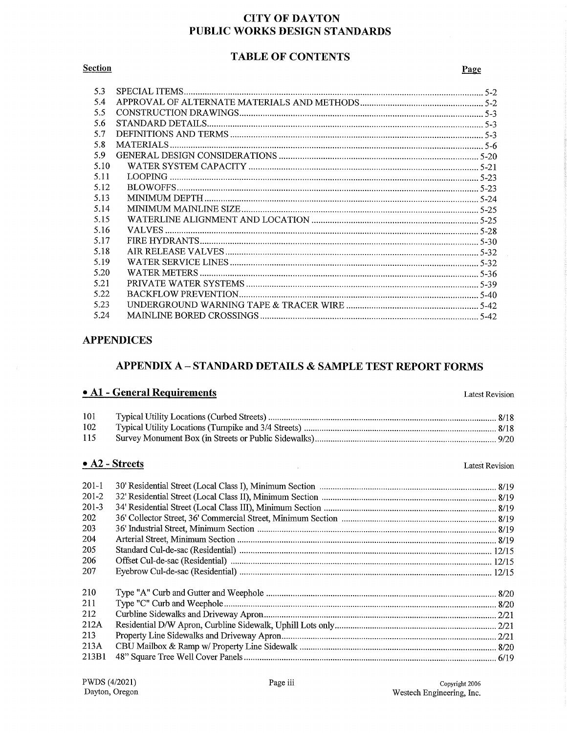# CITY OF DAYTON
# PUBLIC WORKS DESIGN STANDARDS

## TABLE OF CONTENTS

| Section | | Page |
|---|---|---|
| 5.3 | SPECIAL ITEMS | 5-2 |
| 5.4 | APPROVAL OF ALTERNATE MATERIALS AND METHODS | 5-2 |
| 5.5 | CONSTRUCTION DRAWINGS | 5-3 |
| 5.6 | STANDARD DETAILS | 5-3 |
| 5.7 | DEFINITIONS AND TERMS | 5-3 |
| 5.8 | MATERIALS | 5-6 |
| 5.9 | GENERAL DESIGN CONSIDERATIONS | 5-20 |
| 5.10 | WATER SYSTEM CAPACITY | 5-21 |
| 5.11 | LOOPING | 5-23 |
| 5.12 | BLOWOFFS | 5-23 |
| 5.13 | MINIMUM DEPTH | 5-24 |
| 5.14 | MINIMUM MAINLINE SIZE | 5-25 |
| 5.15 | WATERLINE ALIGNMENT AND LOCATION | 5-25 |
| 5.16 | VALVES | 5-28 |
| 5.17 | FIRE HYDRANTS | 5-30 |
| 5.18 | AIR RELEASE VALVES | 5-32 |
| 5.19 | WATER SERVICE LINES | 5-32 |
| 5.20 | WATER METERS | 5-36 |
| 5.21 | PRIVATE WATER SYSTEMS | 5-39 |
| 5.22 | BACKFLOW PREVENTION | 5-40 |
| 5.23 | UNDERGROUND WARNING TAPE & TRACER WIRE | 5-42 |
| 5.24 | MAINLINE BORED CROSSINGS | 5-42 |

## APPENDICES

## APPENDIX A – STANDARD DETAILS & SAMPLE TEST REPORT FORMS

### • A1 - General Requirements

| | | Latest Revision |
|---|---|---|
| 101 | Typical Utility Locations (Curbed Streets) | 8/18 |
| 102 | Typical Utility Locations (Turnpike and 3/4 Streets) | 8/18 |
| 115 | Survey Monument Box (in Streets or Public Sidewalks) | 9/20 |

### • A2 - Streets

| | | Latest Revision |
|---|---|---|
| 201-1 | 30' Residential Street (Local Class I), Minimum Section | 8/19 |
| 201-2 | 32' Residential Street (Local Class II), Minimum Section | 8/19 |
| 201-3 | 34' Residential Street (Local Class III), Minimum Section | 8/19 |
| 202 | 36' Collector Street, 36' Commercial Street, Minimum Section | 8/19 |
| 203 | 36' Industrial Street, Minimum Section | 8/19 |
| 204 | Arterial Street, Minimum Section | 8/19 |
| 205 | Standard Cul-de-sac (Residential) | 12/15 |
| 206 | Offset Cul-de-sac (Residential) | 12/15 |
| 207 | Eyebrow Cul-de-sac (Residential) | 12/15 |
| 210 | Type "A" Curb and Gutter and Weephole | 8/20 |
| 211 | Type "C" Curb and Weephole | 8/20 |
| 212 | Curbline Sidewalks and Driveway Apron | 2/21 |
| 212A | Residential D/W Apron, Curbline Sidewalk, Uphill Lots only | 2/21 |
| 213 | Property Line Sidewalks and Driveway Apron | 2/21 |
| 213A | CBU Mailbox & Ramp w/ Property Line Sidewalk | 8/20 |
| 213B1 | 48" Square Tree Well Cover Panels | 6/19 |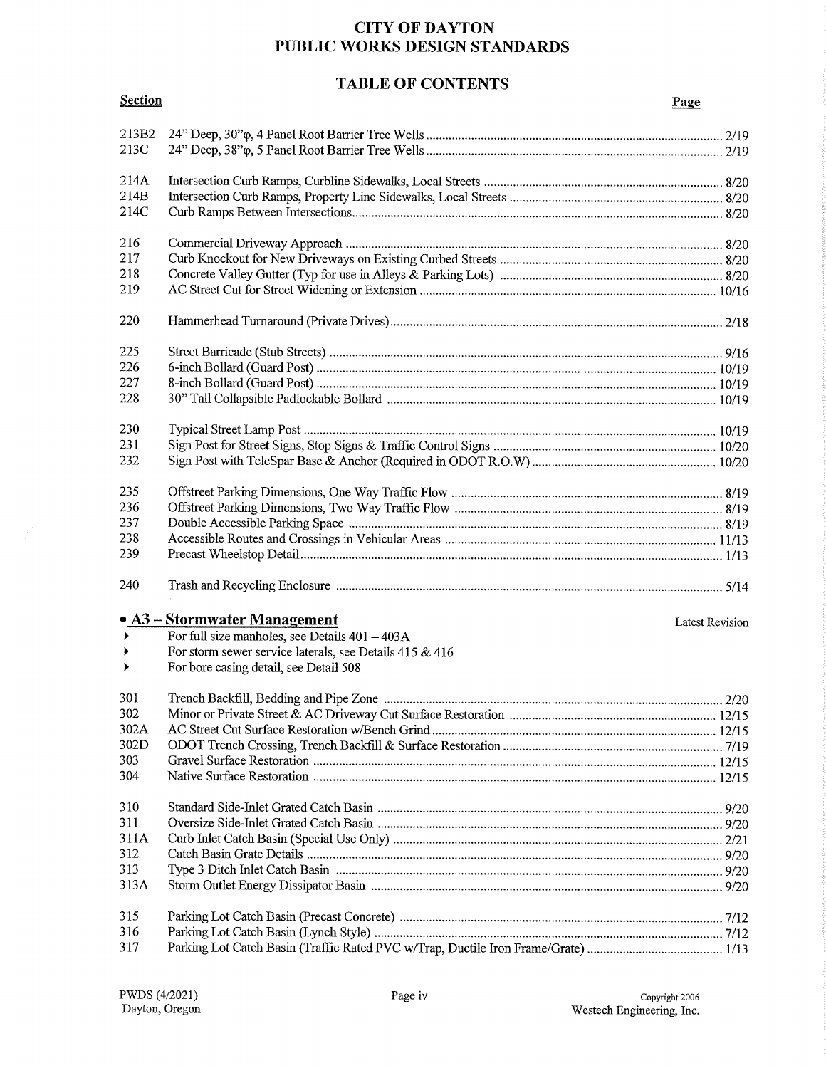# CITY OF DAYTON
# PUBLIC WORKS DESIGN STANDARDS

## TABLE OF CONTENTS

| Section | | Page |
|---|---|---|
| 213B2 | 24" Deep, 30"φ, 4 Panel Root Barrier Tree Wells | 2/19 |
| 213C | 24" Deep, 38"φ, 5 Panel Root Barrier Tree Wells | 2/19 |
| 214A | Intersection Curb Ramps, Curbline Sidewalks, Local Streets | 8/20 |
| 214B | Intersection Curb Ramps, Property Line Sidewalks, Local Streets | 8/20 |
| 214C | Curb Ramps Between Intersections | 8/20 |
| 216 | Commercial Driveway Approach | 8/20 |
| 217 | Curb Knockout for New Driveways on Existing Curbed Streets | 8/20 |
| 218 | Concrete Valley Gutter (Typ for use in Alleys & Parking Lots) | 8/20 |
| 219 | AC Street Cut for Street Widening or Extension | 10/16 |
| 220 | Hammerhead Turnaround (Private Drives) | 2/18 |
| 225 | Street Barricade (Stub Streets) | 9/16 |
| 226 | 6-inch Bollard (Guard Post) | 10/19 |
| 227 | 8-inch Bollard (Guard Post) | 10/19 |
| 228 | 30" Tall Collapsible Padlockable Bollard | 10/19 |
| 230 | Typical Street Lamp Post | 10/19 |
| 231 | Sign Post for Street Signs, Stop Signs & Traffic Control Signs | 10/20 |
| 232 | Sign Post with TeleSpar Base & Anchor (Required in ODOT R.O.W) | 10/20 |
| 235 | Offstreet Parking Dimensions, One Way Traffic Flow | 8/19 |
| 236 | Offstreet Parking Dimensions, Two Way Traffic Flow | 8/19 |
| 237 | Double Accessible Parking Space | 8/19 |
| 238 | Accessible Routes and Crossings in Vehicular Areas | 11/13 |
| 239 | Precast Wheelstop Detail | 1/13 |
| 240 | Trash and Recycling Enclosure | 5/14 |

## • A3 – Stormwater Management

Latest Revision

- For full size manholes, see Details 401 – 403A
- For storm sewer service laterals, see Details 415 & 416
- For bore casing detail, see Detail 508

| Section | | Page |
|---|---|---|
| 301 | Trench Backfill, Bedding and Pipe Zone | 2/20 |
| 302 | Minor or Private Street & AC Driveway Cut Surface Restoration | 12/15 |
| 302A | AC Street Cut Surface Restoration w/Bench Grind | 12/15 |
| 302D | ODOT Trench Crossing, Trench Backfill & Surface Restoration | 7/19 |
| 303 | Gravel Surface Restoration | 12/15 |
| 304 | Native Surface Restoration | 12/15 |
| 310 | Standard Side-Inlet Grated Catch Basin | 9/20 |
| 311 | Oversize Side-Inlet Grated Catch Basin | 9/20 |
| 311A | Curb Inlet Catch Basin (Special Use Only) | 2/21 |
| 312 | Catch Basin Grate Details | 9/20 |
| 313 | Type 3 Ditch Inlet Catch Basin | 9/20 |
| 313A | Storm Outlet Energy Dissipator Basin | 9/20 |
| 315 | Parking Lot Catch Basin (Precast Concrete) | 7/12 |
| 316 | Parking Lot Catch Basin (Lynch Style) | 7/12 |
| 317 | Parking Lot Catch Basin (Traffic Rated PVC w/Trap, Ductile Iron Frame/Grate) | 1/13 |

PWDS (4/2021)
Dayton, Oregon

Copyright 2006
Westech Engineering, Inc.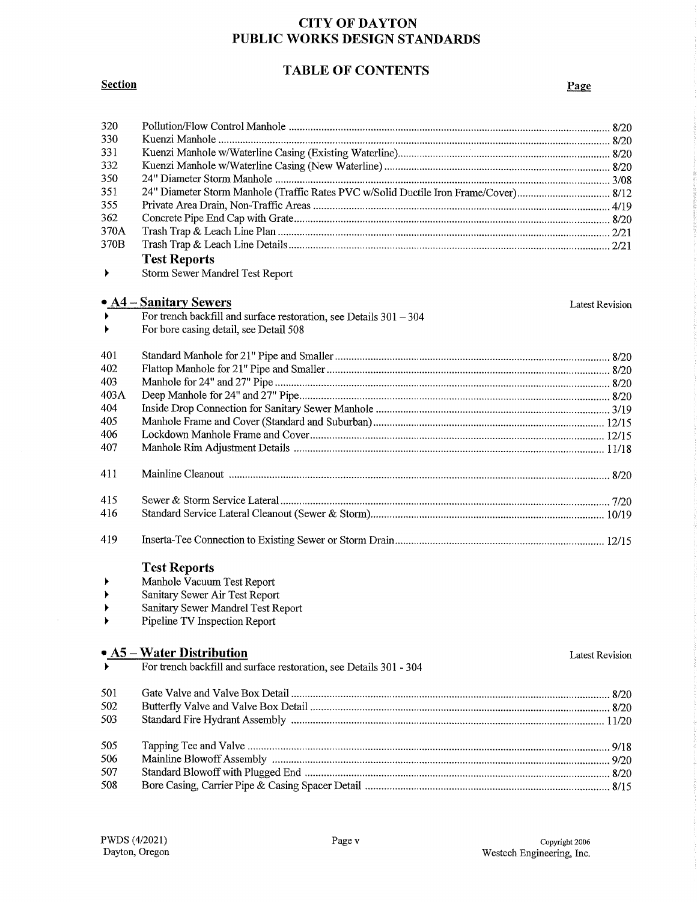# CITY OF DAYTON
# PUBLIC WORKS DESIGN STANDARDS

## TABLE OF CONTENTS

| Section | | Page |
|---|---|---|
| 320 | Pollution/Flow Control Manhole | 8/20 |
| 330 | Kuenzi Manhole | 8/20 |
| 331 | Kuenzi Manhole w/Waterline Casing (Existing Waterline) | 8/20 |
| 332 | Kuenzi Manhole w/Waterline Casing (New Waterline) | 8/20 |
| 350 | 24" Diameter Storm Manhole | 3/08 |
| 351 | 24" Diameter Storm Manhole (Traffic Rates PVC w/Solid Ductile Iron Frame/Cover) | 8/12 |
| 355 | Private Area Drain, Non-Traffic Areas | 4/19 |
| 362 | Concrete Pipe End Cap with Grate | 8/20 |
| 370A | Trash Trap & Leach Line Plan | 2/21 |
| 370B | Trash Trap & Leach Line Details | 2/21 |

### Test Reports

- Storm Sewer Mandrel Test Report

## • A4 – Sanitary Sewers

Latest Revision

- For trench backfill and surface restoration, see Details 301 – 304
- For bore casing detail, see Detail 508

| | | |
|---|---|---|
| 401 | Standard Manhole for 21" Pipe and Smaller | 8/20 |
| 402 | Flattop Manhole for 21" Pipe and Smaller | 8/20 |
| 403 | Manhole for 24" and 27" Pipe | 8/20 |
| 403A | Deep Manhole for 24" and 27" Pipe | 8/20 |
| 404 | Inside Drop Connection for Sanitary Sewer Manhole | 3/19 |
| 405 | Manhole Frame and Cover (Standard and Suburban) | 12/15 |
| 406 | Lockdown Manhole Frame and Cover | 12/15 |
| 407 | Manhole Rim Adjustment Details | 11/18 |
| 411 | Mainline Cleanout | 8/20 |
| 415 | Sewer & Storm Service Lateral | 7/20 |
| 416 | Standard Service Lateral Cleanout (Sewer & Storm) | 10/19 |
| 419 | Inserta-Tee Connection to Existing Sewer or Storm Drain | 12/15 |

### Test Reports

- Manhole Vacuum Test Report
- Sanitary Sewer Air Test Report
- Sanitary Sewer Mandrel Test Report
- Pipeline TV Inspection Report

## • A5 – Water Distribution

Latest Revision

- For trench backfill and surface restoration, see Details 301 - 304

| | | |
|---|---|---|
| 501 | Gate Valve and Valve Box Detail | 8/20 |
| 502 | Butterfly Valve and Valve Box Detail | 8/20 |
| 503 | Standard Fire Hydrant Assembly | 11/20 |
| 505 | Tapping Tee and Valve | 9/18 |
| 506 | Mainline Blowoff Assembly | 9/20 |
| 507 | Standard Blowoff with Plugged End | 8/20 |
| 508 | Bore Casing, Carrier Pipe & Casing Spacer Detail | 8/15 |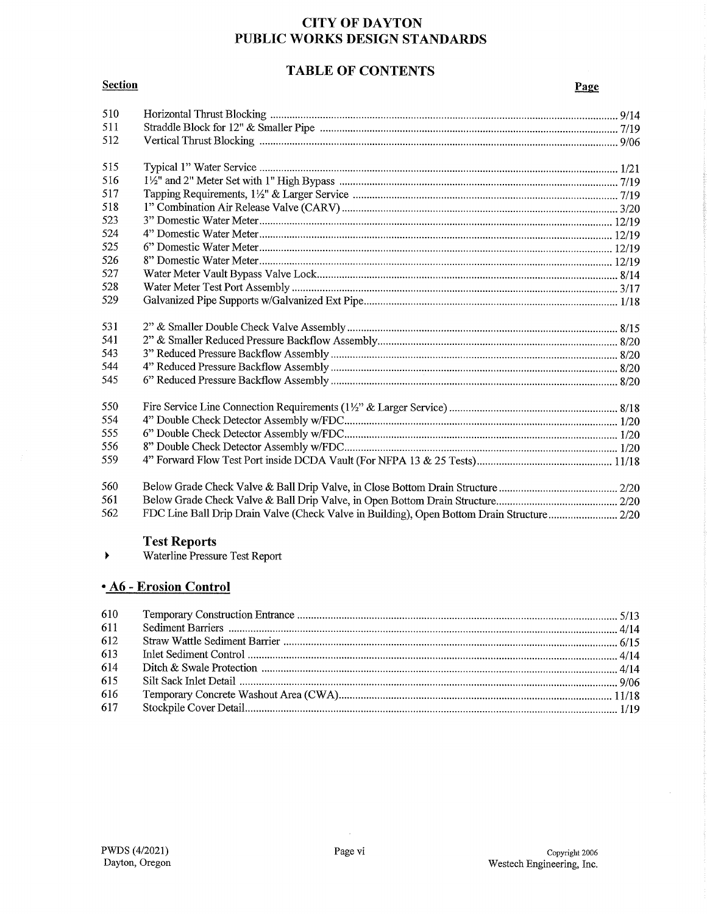# CITY OF DAYTON
# PUBLIC WORKS DESIGN STANDARDS

## TABLE OF CONTENTS

| Section | | Page |
|---|---|---|
| 510 | Horizontal Thrust Blocking | 9/14 |
| 511 | Straddle Block for 12" & Smaller Pipe | 7/19 |
| 512 | Vertical Thrust Blocking | 9/06 |
| | | |
| 515 | Typical 1" Water Service | 1/21 |
| 516 | 1½" and 2" Meter Set with 1" High Bypass | 7/19 |
| 517 | Tapping Requirements, 1½" & Larger Service | 7/19 |
| 518 | 1" Combination Air Release Valve (CARV) | 3/20 |
| 523 | 3" Domestic Water Meter | 12/19 |
| 524 | 4" Domestic Water Meter | 12/19 |
| 525 | 6" Domestic Water Meter | 12/19 |
| 526 | 8" Domestic Water Meter | 12/19 |
| 527 | Water Meter Vault Bypass Valve Lock | 8/14 |
| 528 | Water Meter Test Port Assembly | 3/17 |
| 529 | Galvanized Pipe Supports w/Galvanized Ext Pipe | 1/18 |
| | | |
| 531 | 2" & Smaller Double Check Valve Assembly | 8/15 |
| 541 | 2" & Smaller Reduced Pressure Backflow Assembly | 8/20 |
| 543 | 3" Reduced Pressure Backflow Assembly | 8/20 |
| 544 | 4" Reduced Pressure Backflow Assembly | 8/20 |
| 545 | 6" Reduced Pressure Backflow Assembly | 8/20 |
| | | |
| 550 | Fire Service Line Connection Requirements (1½" & Larger Service) | 8/18 |
| 554 | 4" Double Check Detector Assembly w/FDC | 1/20 |
| 555 | 6" Double Check Detector Assembly w/FDC | 1/20 |
| 556 | 8" Double Check Detector Assembly w/FDC | 1/20 |
| 559 | 4" Forward Flow Test Port inside DCDA Vault (For NFPA 13 & 25 Tests) | 11/18 |
| | | |
| 560 | Below Grade Check Valve & Ball Drip Valve, in Close Bottom Drain Structure | 2/20 |
| 561 | Below Grade Check Valve & Ball Drip Valve, in Open Bottom Drain Structure | 2/20 |
| 562 | FDC Line Ball Drip Drain Valve (Check Valve in Building), Open Bottom Drain Structure | 2/20 |

### Test Reports

- Waterline Pressure Test Report

## • A6 - Erosion Control

| Section | | Page |
|---|---|---|
| 610 | Temporary Construction Entrance | 5/13 |
| 611 | Sediment Barriers | 4/14 |
| 612 | Straw Wattle Sediment Barrier | 6/15 |
| 613 | Inlet Sediment Control | 4/14 |
| 614 | Ditch & Swale Protection | 4/14 |
| 615 | Silt Sack Inlet Detail | 9/06 |
| 616 | Temporary Concrete Washout Area (CWA) | 11/18 |
| 617 | Stockpile Cover Detail | 1/19 |

PWDS (4/2021)
Dayton, Oregon

Copyright 2006
Westech Engineering, Inc.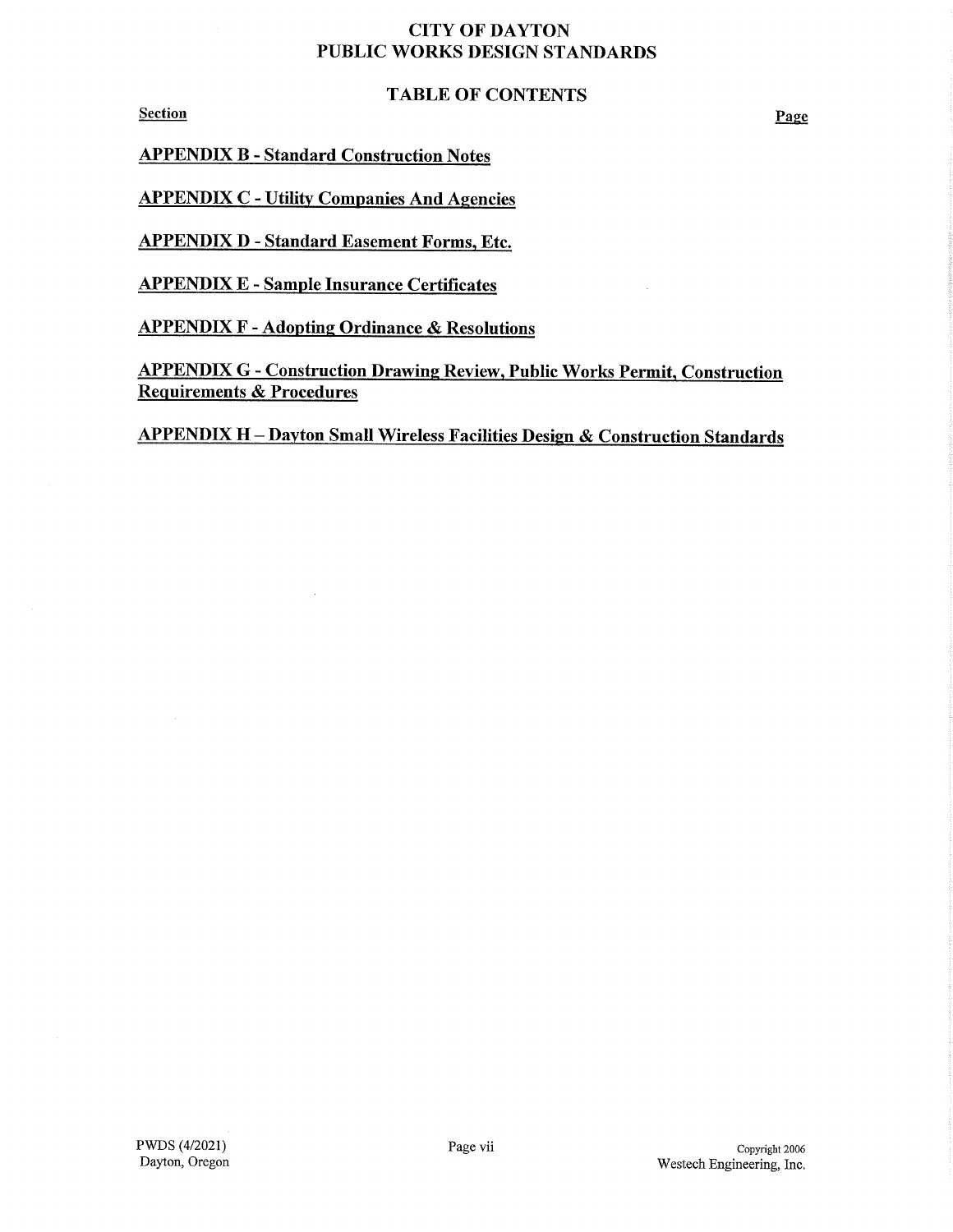# CITY OF DAYTON
# PUBLIC WORKS DESIGN STANDARDS

## TABLE OF CONTENTS

**Section** **Page**

**APPENDIX B - Standard Construction Notes**

**APPENDIX C - Utility Companies And Agencies**

**APPENDIX D - Standard Easement Forms, Etc.**

**APPENDIX E - Sample Insurance Certificates**

**APPENDIX F - Adopting Ordinance & Resolutions**

**APPENDIX G - Construction Drawing Review, Public Works Permit, Construction Requirements & Procedures**

**APPENDIX H – Dayton Small Wireless Facilities Design & Construction Standards**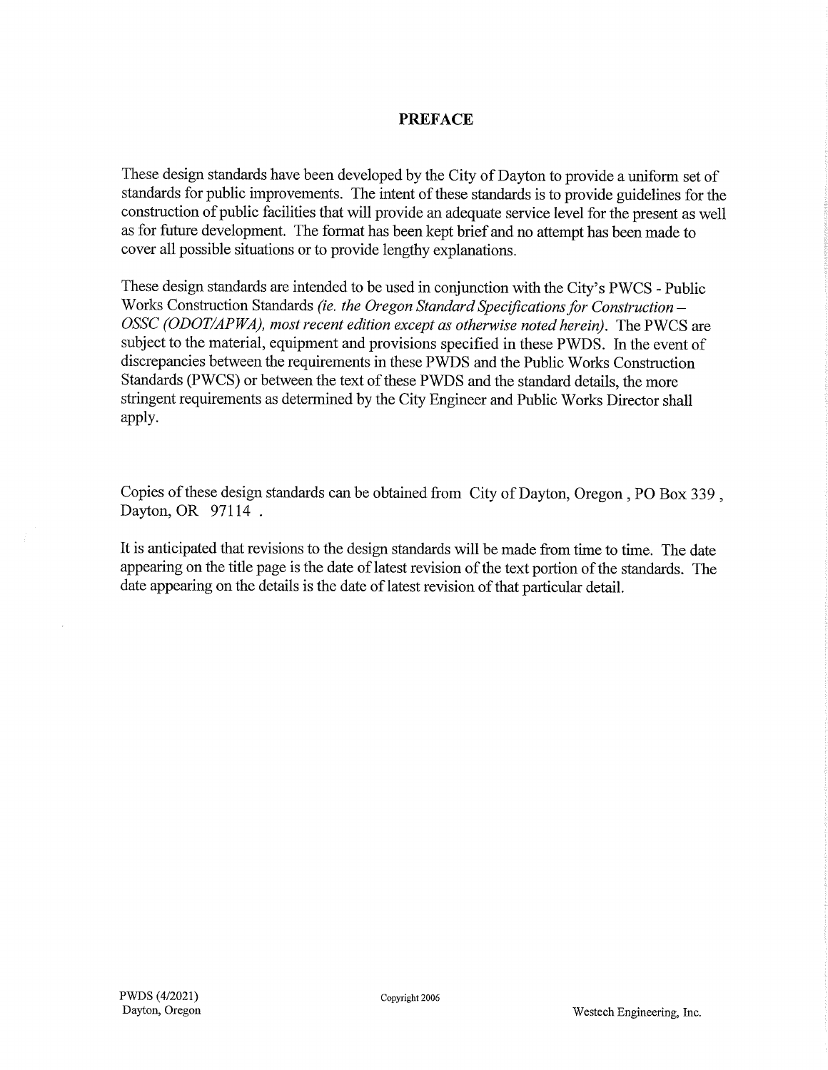## PREFACE

These design standards have been developed by the City of Dayton to provide a uniform set of standards for public improvements. The intent of these standards is to provide guidelines for the construction of public facilities that will provide an adequate service level for the present as well as for future development. The format has been kept brief and no attempt has been made to cover all possible situations or to provide lengthy explanations.

These design standards are intended to be used in conjunction with the City's PWCS - Public Works Construction Standards *(ie. the Oregon Standard Specifications for Construction – OSSC (ODOT/APWA), most recent edition except as otherwise noted herein)*. The PWCS are subject to the material, equipment and provisions specified in these PWDS. In the event of discrepancies between the requirements in these PWDS and the Public Works Construction Standards (PWCS) or between the text of these PWDS and the standard details, the more stringent requirements as determined by the City Engineer and Public Works Director shall apply.

Copies of these design standards can be obtained from City of Dayton, Oregon , PO Box 339 , Dayton, OR 97114 .

It is anticipated that revisions to the design standards will be made from time to time. The date appearing on the title page is the date of latest revision of the text portion of the standards. The date appearing on the details is the date of latest revision of that particular detail.